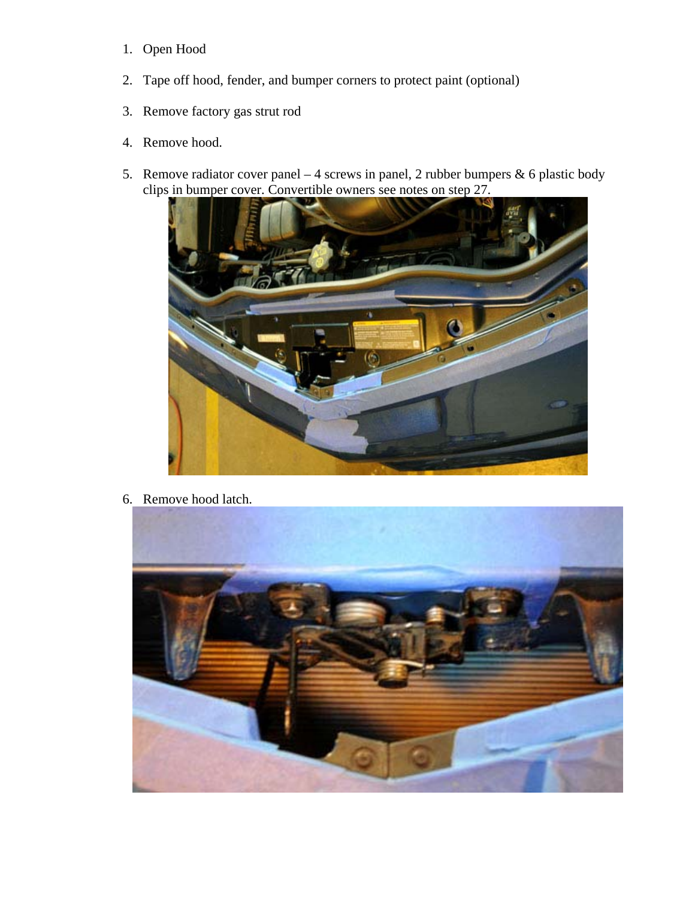1. Open Hood
2. Tape off hood, fender, and bumper corners to protect paint (optional)
3. Remove factory gas strut rod
4. Remove hood.
5. Remove radiator cover panel – 4 screws in panel, 2 rubber bumpers & 6 plastic body clips in bumper cover. Convertible owners see notes on step 27.
6. Remove hood latch.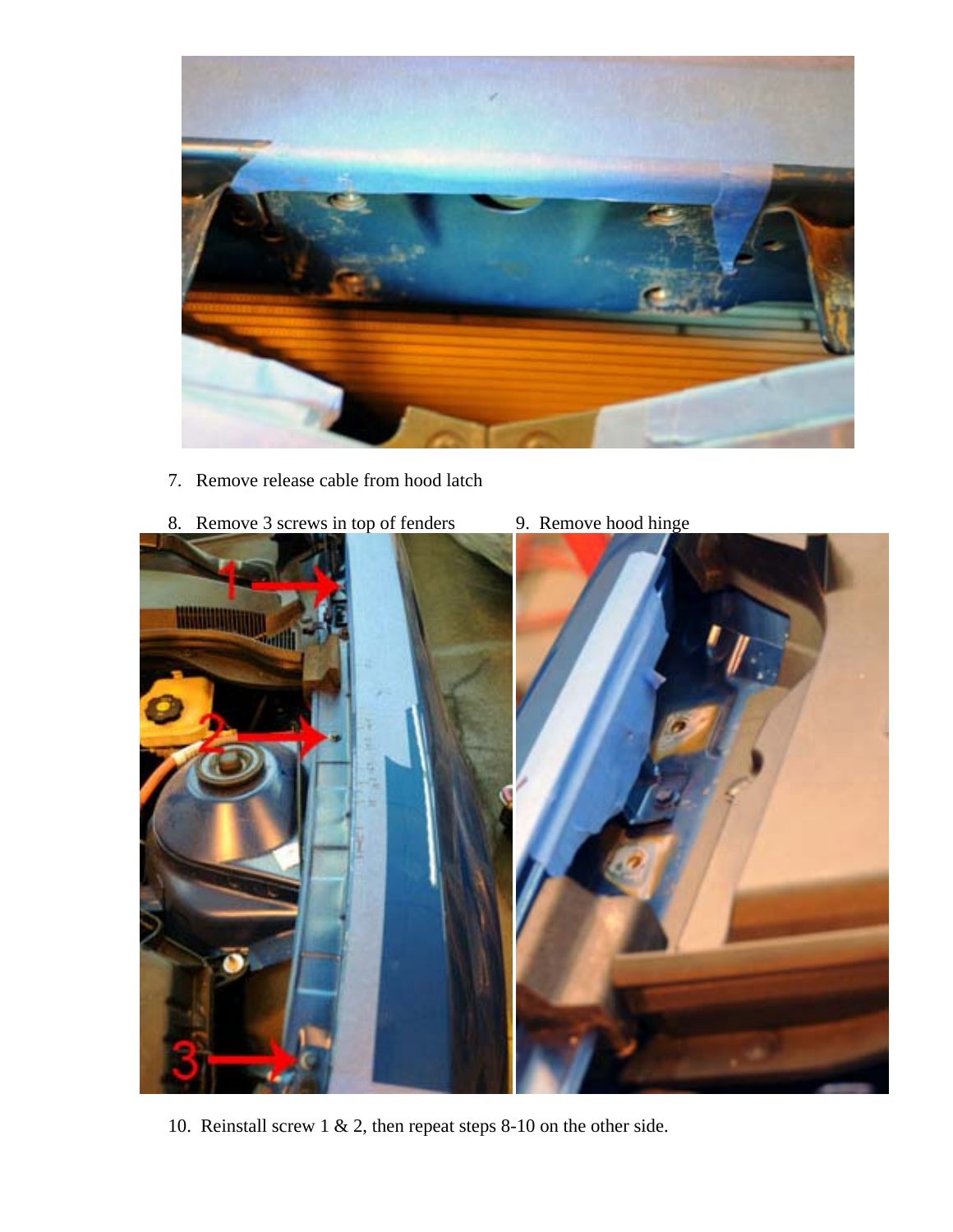7. Remove release cable from hood latch
8. Remove 3 screws in top of fenders
9. Remove hood hinge
10. Reinstall screw 1 & 2, then repeat steps 8-10 on the other side.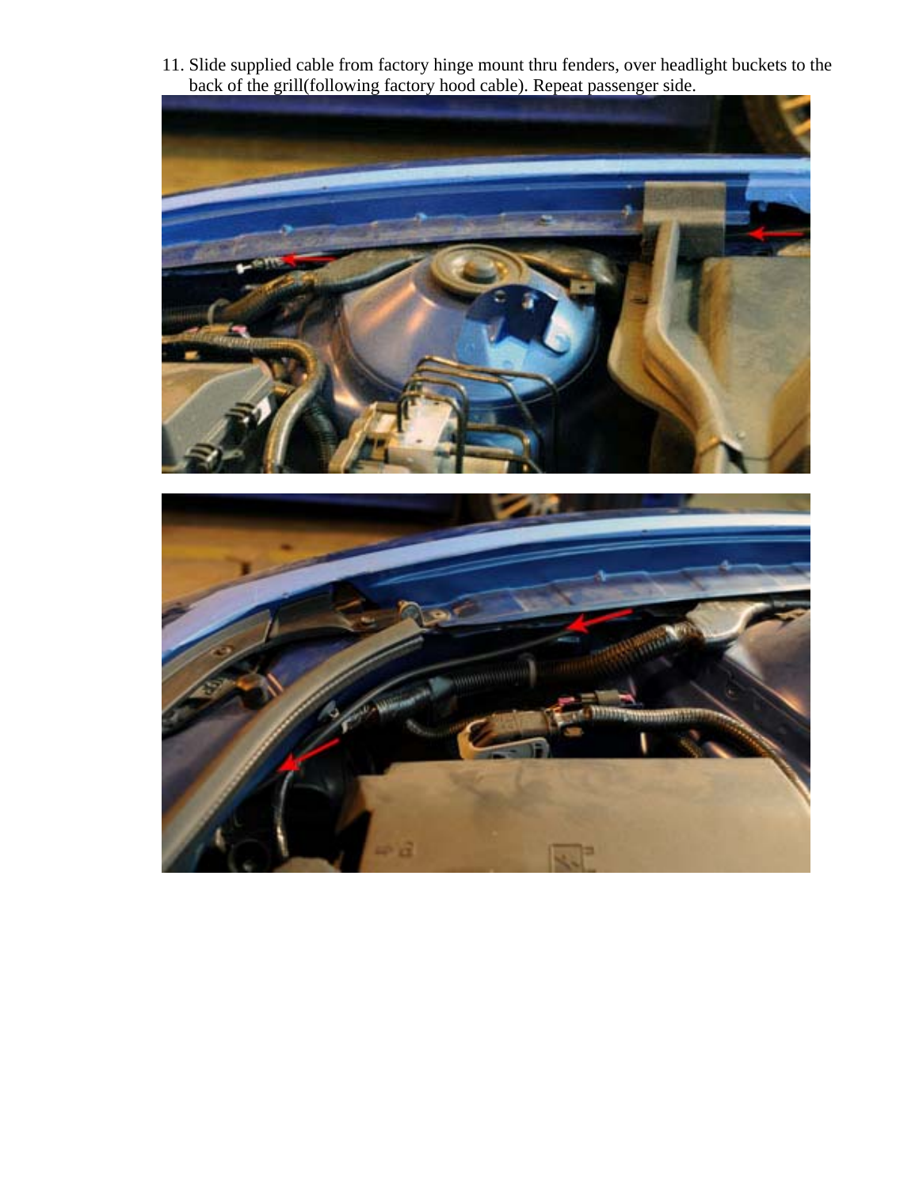11. Slide supplied cable from factory hinge mount thru fenders, over headlight buckets to the back of the grill(following factory hood cable). Repeat passenger side.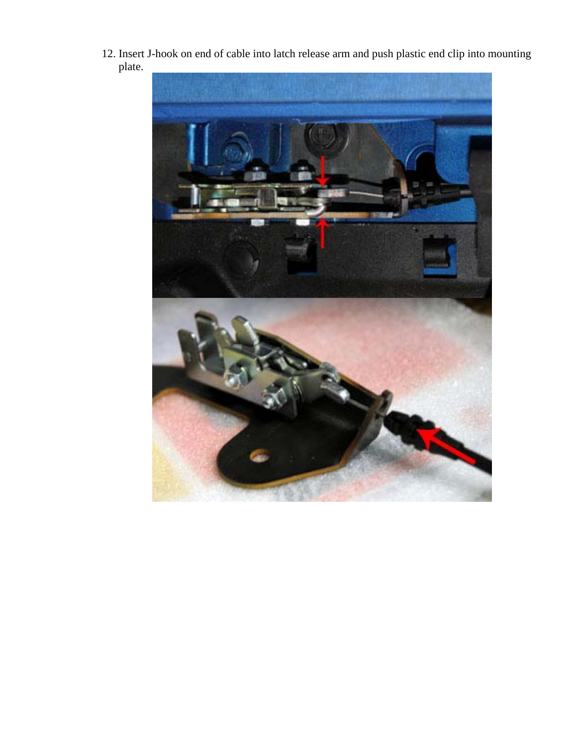12. Insert J-hook on end of cable into latch release arm and push plastic end clip into mounting plate.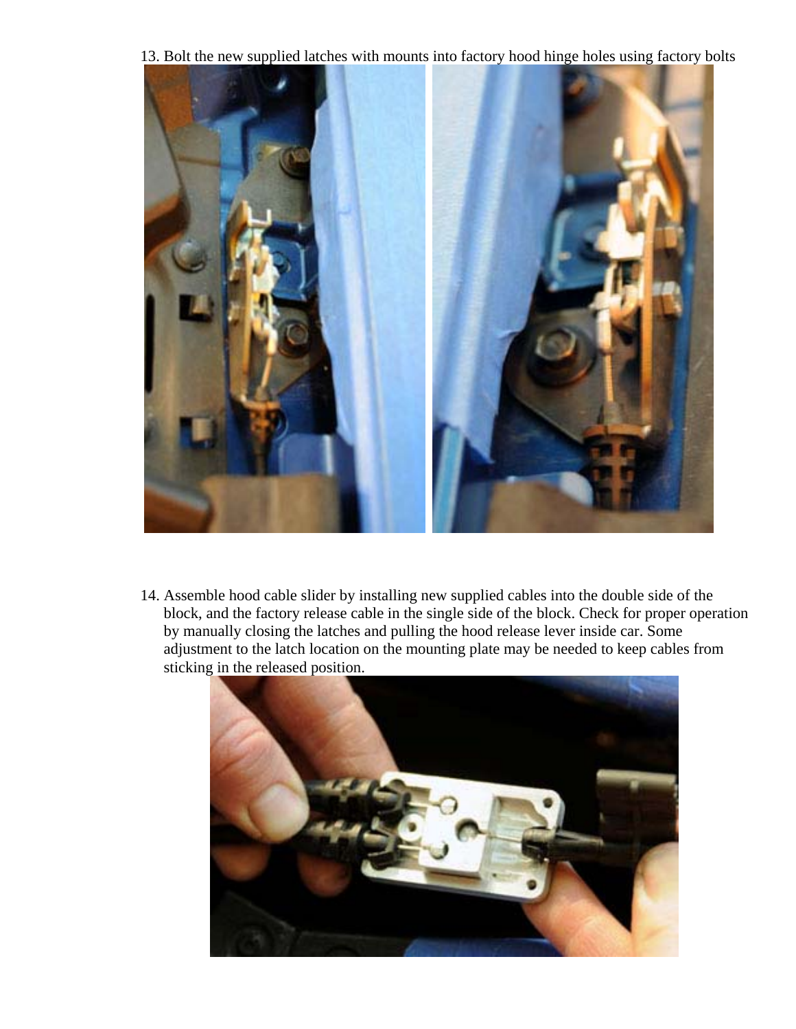13. Bolt the new supplied latches with mounts into factory hood hinge holes using factory bolts

14. Assemble hood cable slider by installing new supplied cables into the double side of the block, and the factory release cable in the single side of the block. Check for proper operation by manually closing the latches and pulling the hood release lever inside car. Some adjustment to the latch location on the mounting plate may be needed to keep cables from sticking in the released position.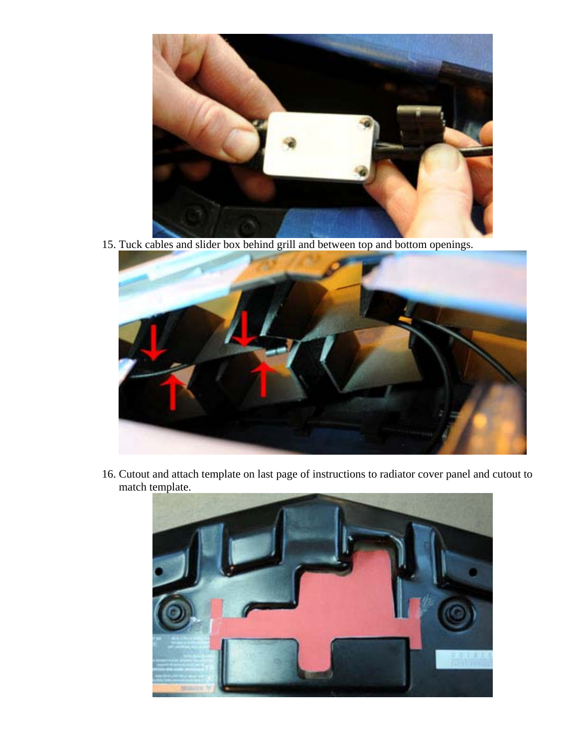15. Tuck cables and slider box behind grill and between top and bottom openings.

16. Cutout and attach template on last page of instructions to radiator cover panel and cutout to match template.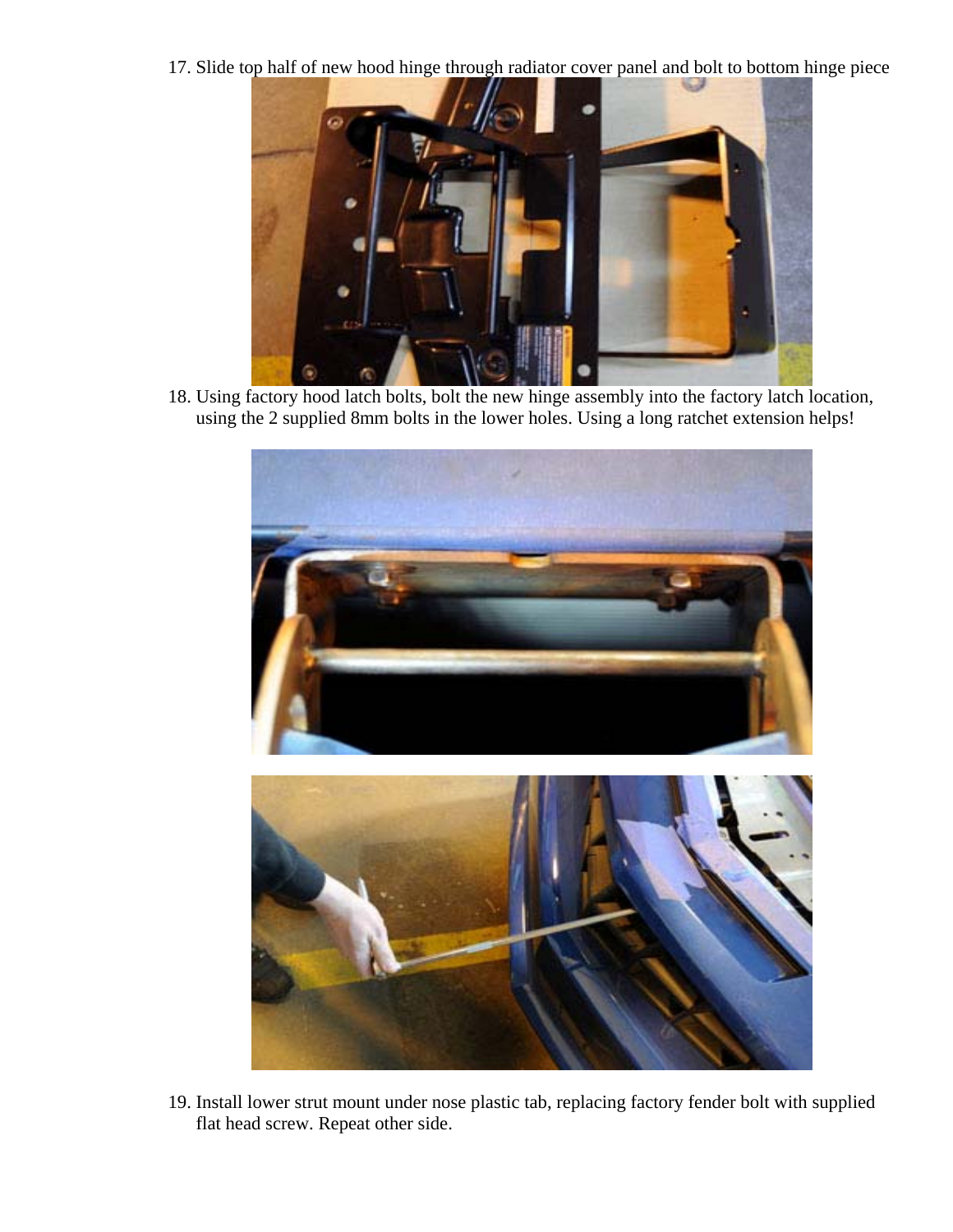17. Slide top half of new hood hinge through radiator cover panel and bolt to bottom hinge piece

18. Using factory hood latch bolts, bolt the new hinge assembly into the factory latch location, using the 2 supplied 8mm bolts in the lower holes. Using a long ratchet extension helps!

19. Install lower strut mount under nose plastic tab, replacing factory fender bolt with supplied flat head screw. Repeat other side.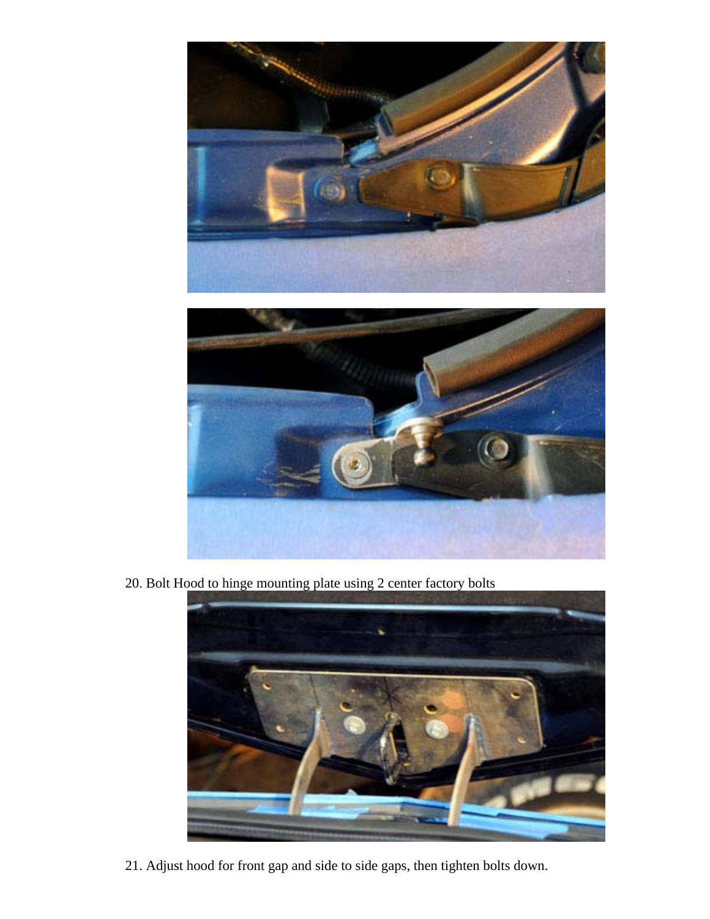20. Bolt Hood to hinge mounting plate using 2 center factory bolts

21. Adjust hood for front gap and side to side gaps, then tighten bolts down.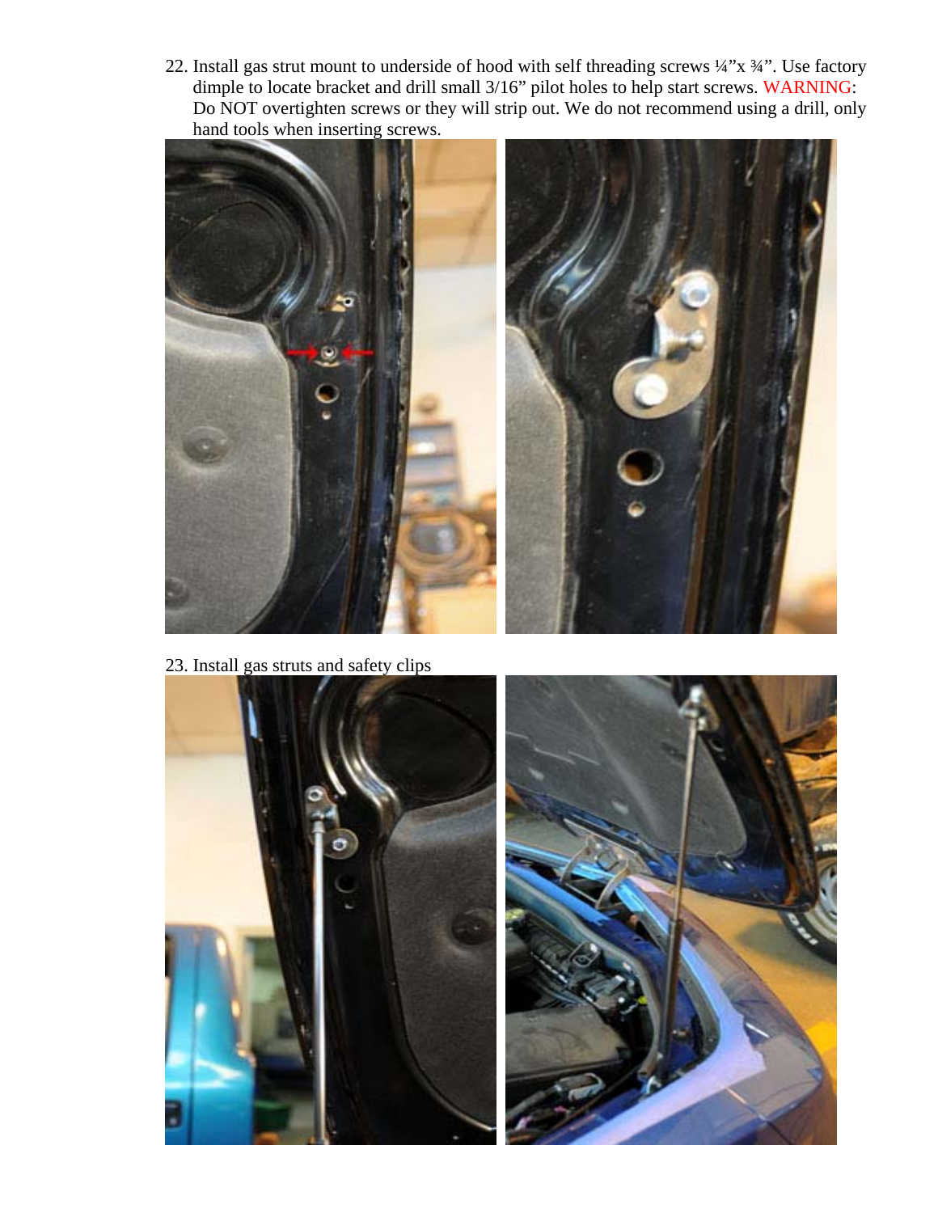22. Install gas strut mount to underside of hood with self threading screws ¼”x ¾”. Use factory dimple to locate bracket and drill small 3/16” pilot holes to help start screws. WARNING: Do NOT overtighten screws or they will strip out. We do not recommend using a drill, only hand tools when inserting screws.

23. Install gas struts and safety clips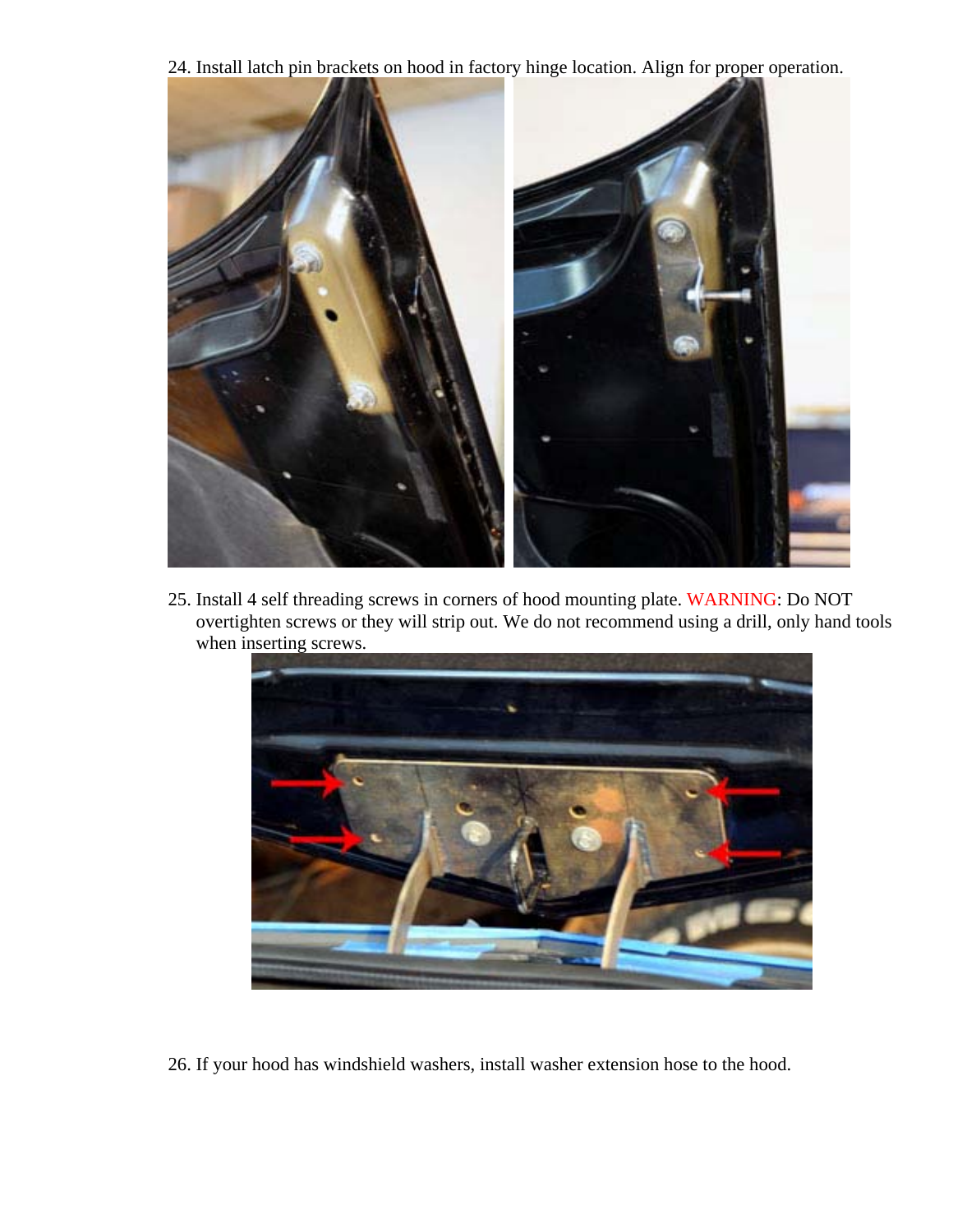24. Install latch pin brackets on hood in factory hinge location. Align for proper operation.

25. Install 4 self threading screws in corners of hood mounting plate. WARNING: Do NOT overtighten screws or they will strip out. We do not recommend using a drill, only hand tools when inserting screws.

26. If your hood has windshield washers, install washer extension hose to the hood.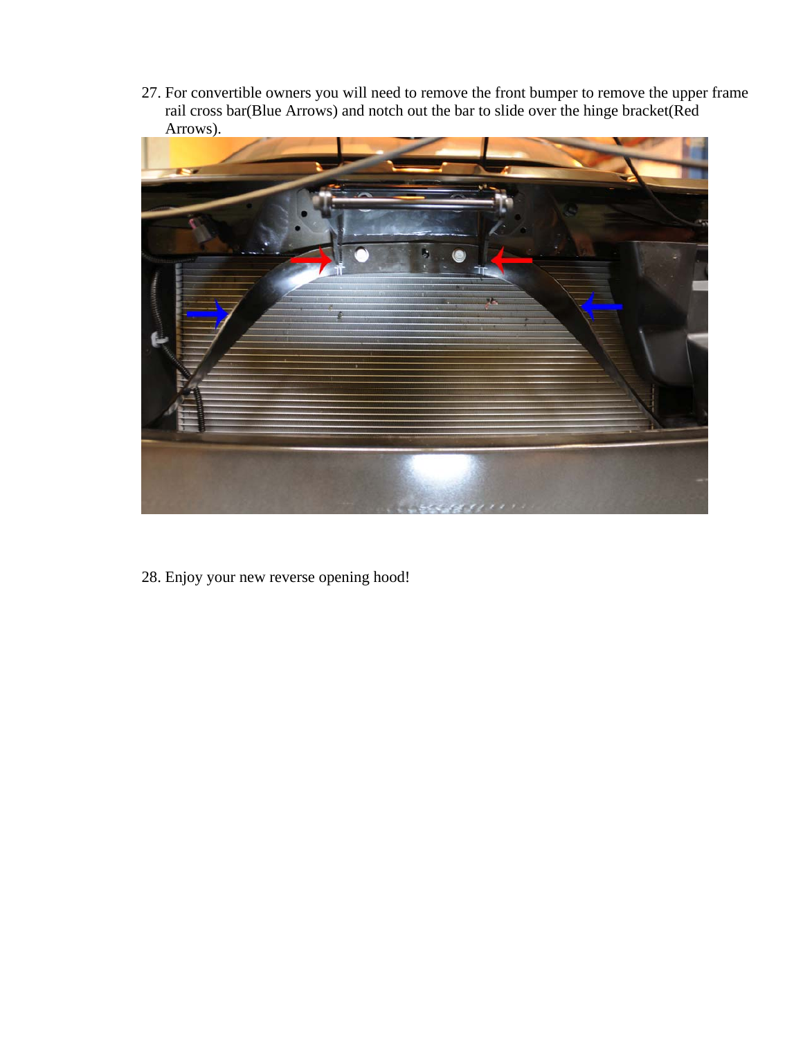27. For convertible owners you will need to remove the front bumper to remove the upper frame rail cross bar(Blue Arrows) and notch out the bar to slide over the hinge bracket(Red Arrows).

28. Enjoy your new reverse opening hood!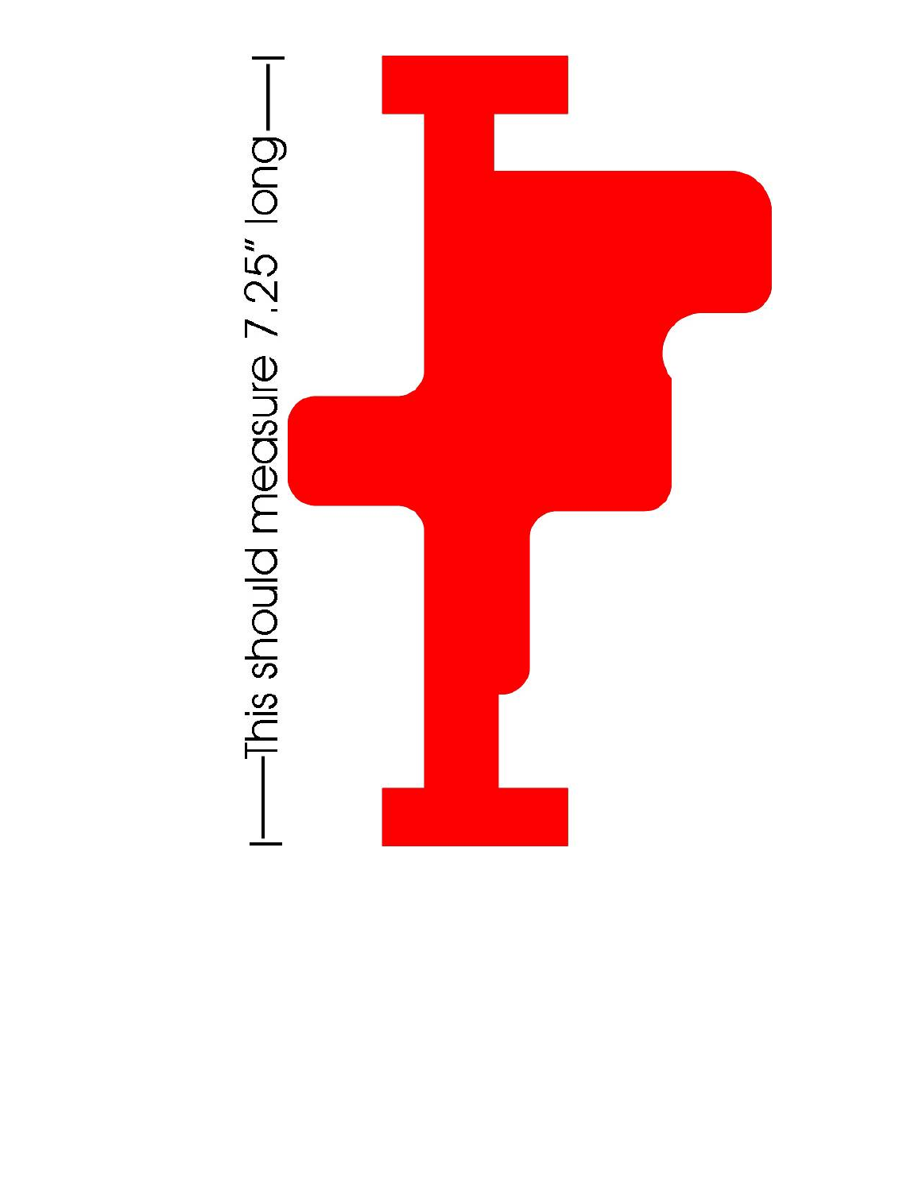|——This should measure 7.25" long——|